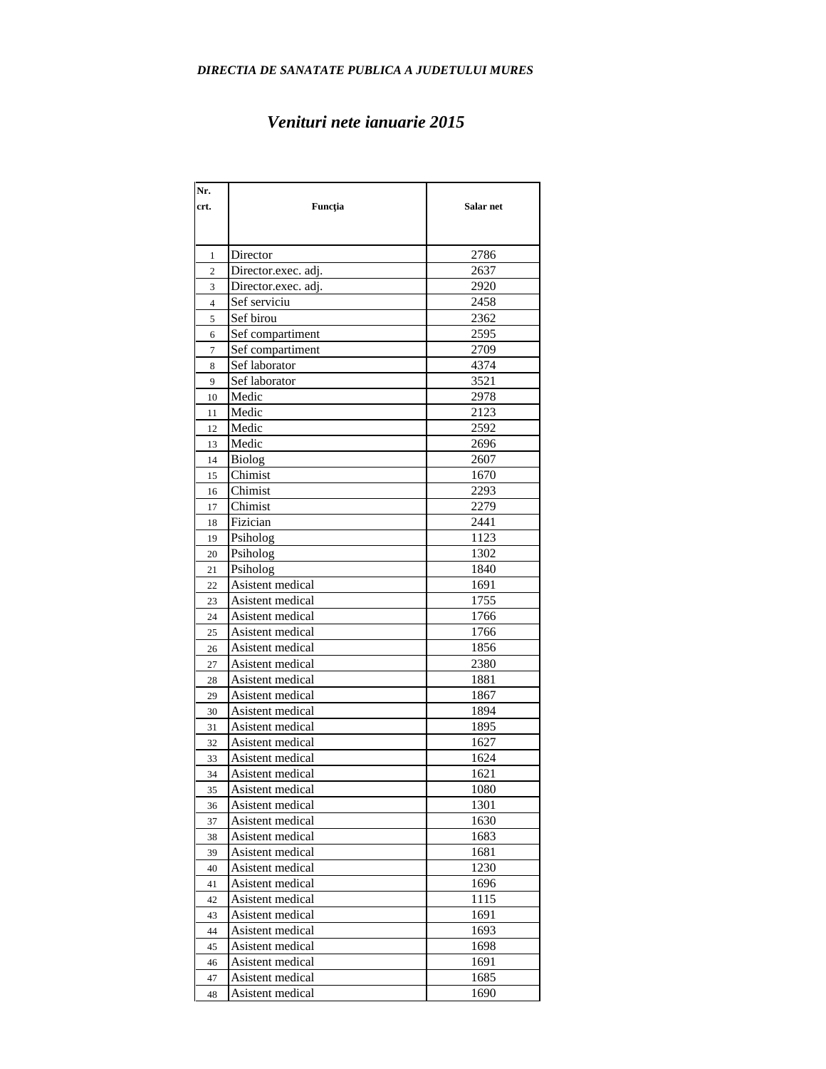*DIRECTIA DE SANATATE PUBLICA A JUDETULUI MURES*

# *Venituri nete ianuarie 2015*

| Nr. crt. | Funcţia | Salar net |
|---|---|---|
| 1 | Director | 2786 |
| 2 | Director.exec. adj. | 2637 |
| 3 | Director.exec. adj. | 2920 |
| 4 | Sef serviciu | 2458 |
| 5 | Sef birou | 2362 |
| 6 | Sef compartiment | 2595 |
| 7 | Sef compartiment | 2709 |
| 8 | Sef laborator | 4374 |
| 9 | Sef laborator | 3521 |
| 10 | Medic | 2978 |
| 11 | Medic | 2123 |
| 12 | Medic | 2592 |
| 13 | Medic | 2696 |
| 14 | Biolog | 2607 |
| 15 | Chimist | 1670 |
| 16 | Chimist | 2293 |
| 17 | Chimist | 2279 |
| 18 | Fizician | 2441 |
| 19 | Psiholog | 1123 |
| 20 | Psiholog | 1302 |
| 21 | Psiholog | 1840 |
| 22 | Asistent medical | 1691 |
| 23 | Asistent medical | 1755 |
| 24 | Asistent medical | 1766 |
| 25 | Asistent medical | 1766 |
| 26 | Asistent medical | 1856 |
| 27 | Asistent medical | 2380 |
| 28 | Asistent medical | 1881 |
| 29 | Asistent medical | 1867 |
| 30 | Asistent medical | 1894 |
| 31 | Asistent medical | 1895 |
| 32 | Asistent medical | 1627 |
| 33 | Asistent medical | 1624 |
| 34 | Asistent medical | 1621 |
| 35 | Asistent medical | 1080 |
| 36 | Asistent medical | 1301 |
| 37 | Asistent medical | 1630 |
| 38 | Asistent medical | 1683 |
| 39 | Asistent medical | 1681 |
| 40 | Asistent medical | 1230 |
| 41 | Asistent medical | 1696 |
| 42 | Asistent medical | 1115 |
| 43 | Asistent medical | 1691 |
| 44 | Asistent medical | 1693 |
| 45 | Asistent medical | 1698 |
| 46 | Asistent medical | 1691 |
| 47 | Asistent medical | 1685 |
| 48 | Asistent medical | 1690 |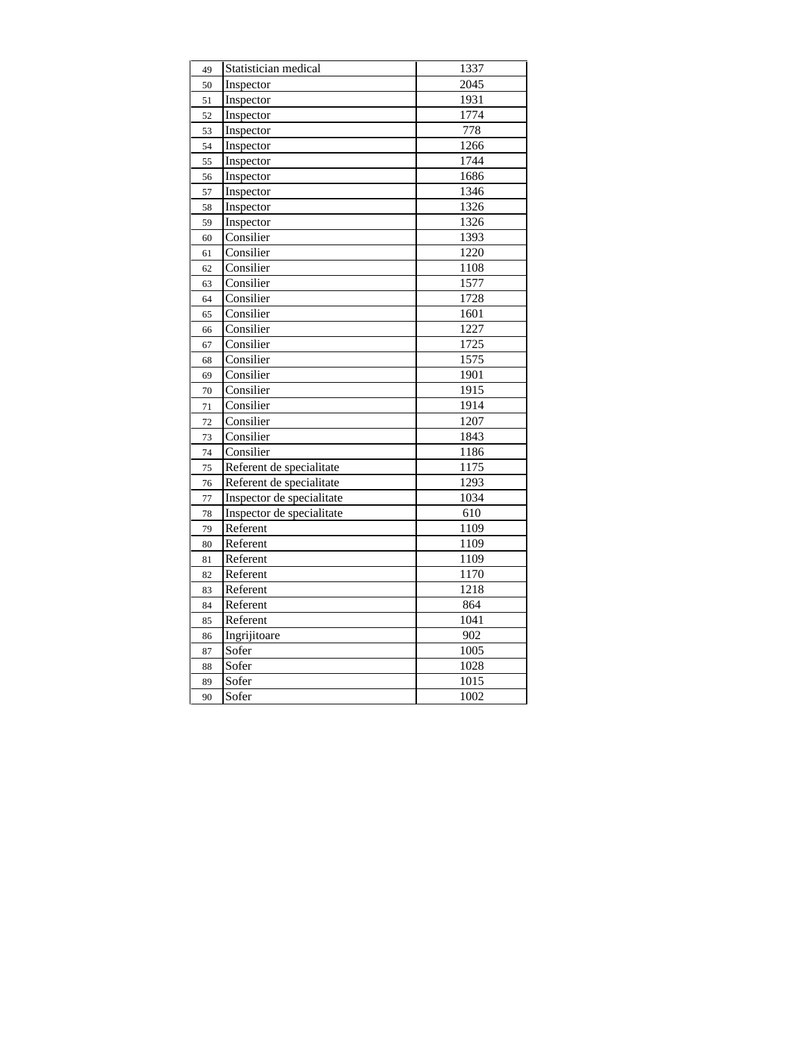| | | |
|---|---|---|
| 49 | Statistician medical | 1337 |
| 50 | Inspector | 2045 |
| 51 | Inspector | 1931 |
| 52 | Inspector | 1774 |
| 53 | Inspector | 778 |
| 54 | Inspector | 1266 |
| 55 | Inspector | 1744 |
| 56 | Inspector | 1686 |
| 57 | Inspector | 1346 |
| 58 | Inspector | 1326 |
| 59 | Inspector | 1326 |
| 60 | Consilier | 1393 |
| 61 | Consilier | 1220 |
| 62 | Consilier | 1108 |
| 63 | Consilier | 1577 |
| 64 | Consilier | 1728 |
| 65 | Consilier | 1601 |
| 66 | Consilier | 1227 |
| 67 | Consilier | 1725 |
| 68 | Consilier | 1575 |
| 69 | Consilier | 1901 |
| 70 | Consilier | 1915 |
| 71 | Consilier | 1914 |
| 72 | Consilier | 1207 |
| 73 | Consilier | 1843 |
| 74 | Consilier | 1186 |
| 75 | Referent de specialitate | 1175 |
| 76 | Referent de specialitate | 1293 |
| 77 | Inspector de specialitate | 1034 |
| 78 | Inspector de specialitate | 610 |
| 79 | Referent | 1109 |
| 80 | Referent | 1109 |
| 81 | Referent | 1109 |
| 82 | Referent | 1170 |
| 83 | Referent | 1218 |
| 84 | Referent | 864 |
| 85 | Referent | 1041 |
| 86 | Ingrijitoare | 902 |
| 87 | Sofer | 1005 |
| 88 | Sofer | 1028 |
| 89 | Sofer | 1015 |
| 90 | Sofer | 1002 |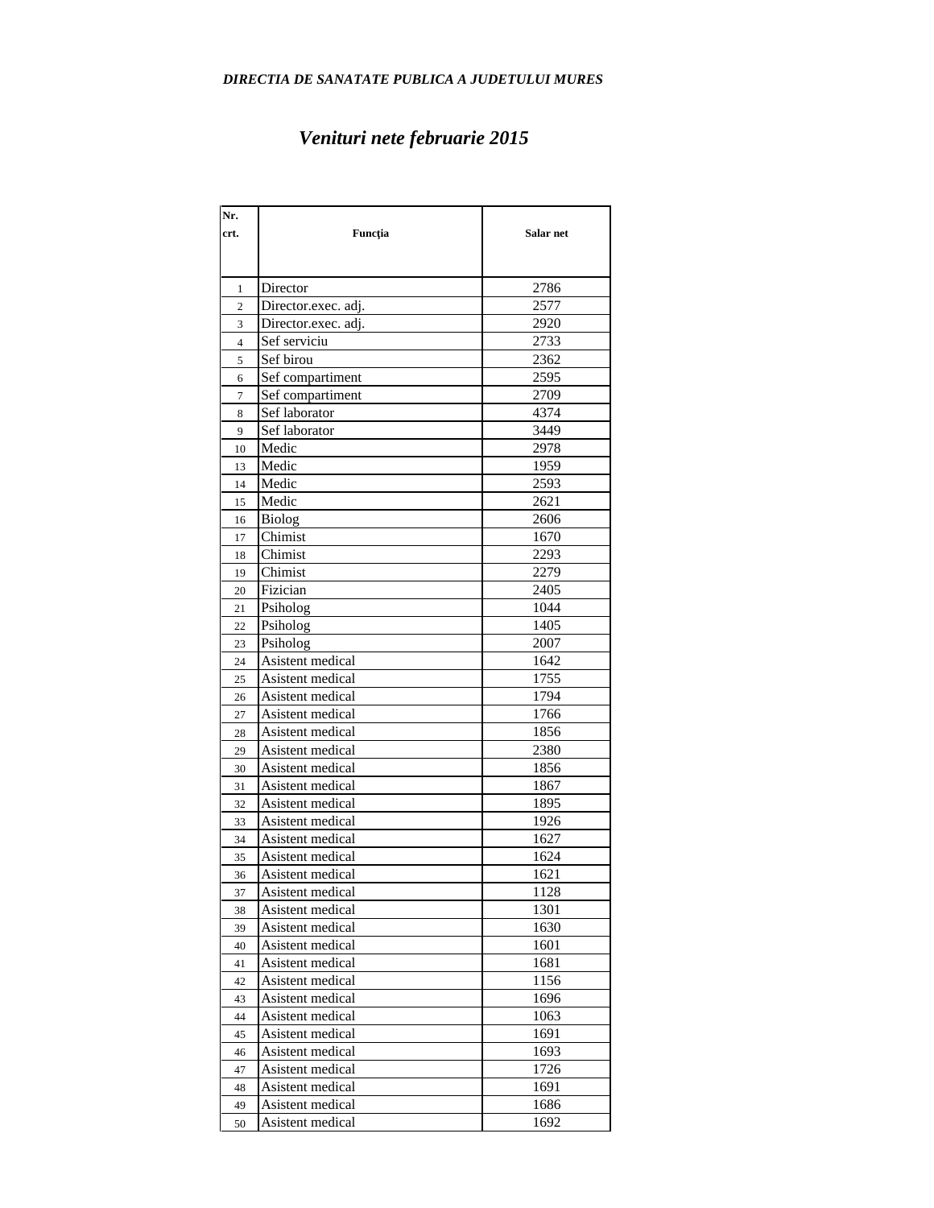*DIRECTIA DE SANATATE PUBLICA A JUDETULUI MURES*

## *Venituri nete februarie 2015*

| Nr. crt. | Funcţia | Salar net |
|---|---|---|
| 1 | Director | 2786 |
| 2 | Director.exec. adj. | 2577 |
| 3 | Director.exec. adj. | 2920 |
| 4 | Sef serviciu | 2733 |
| 5 | Sef birou | 2362 |
| 6 | Sef compartiment | 2595 |
| 7 | Sef compartiment | 2709 |
| 8 | Sef laborator | 4374 |
| 9 | Sef laborator | 3449 |
| 10 | Medic | 2978 |
| 13 | Medic | 1959 |
| 14 | Medic | 2593 |
| 15 | Medic | 2621 |
| 16 | Biolog | 2606 |
| 17 | Chimist | 1670 |
| 18 | Chimist | 2293 |
| 19 | Chimist | 2279 |
| 20 | Fizician | 2405 |
| 21 | Psiholog | 1044 |
| 22 | Psiholog | 1405 |
| 23 | Psiholog | 2007 |
| 24 | Asistent medical | 1642 |
| 25 | Asistent medical | 1755 |
| 26 | Asistent medical | 1794 |
| 27 | Asistent medical | 1766 |
| 28 | Asistent medical | 1856 |
| 29 | Asistent medical | 2380 |
| 30 | Asistent medical | 1856 |
| 31 | Asistent medical | 1867 |
| 32 | Asistent medical | 1895 |
| 33 | Asistent medical | 1926 |
| 34 | Asistent medical | 1627 |
| 35 | Asistent medical | 1624 |
| 36 | Asistent medical | 1621 |
| 37 | Asistent medical | 1128 |
| 38 | Asistent medical | 1301 |
| 39 | Asistent medical | 1630 |
| 40 | Asistent medical | 1601 |
| 41 | Asistent medical | 1681 |
| 42 | Asistent medical | 1156 |
| 43 | Asistent medical | 1696 |
| 44 | Asistent medical | 1063 |
| 45 | Asistent medical | 1691 |
| 46 | Asistent medical | 1693 |
| 47 | Asistent medical | 1726 |
| 48 | Asistent medical | 1691 |
| 49 | Asistent medical | 1686 |
| 50 | Asistent medical | 1692 |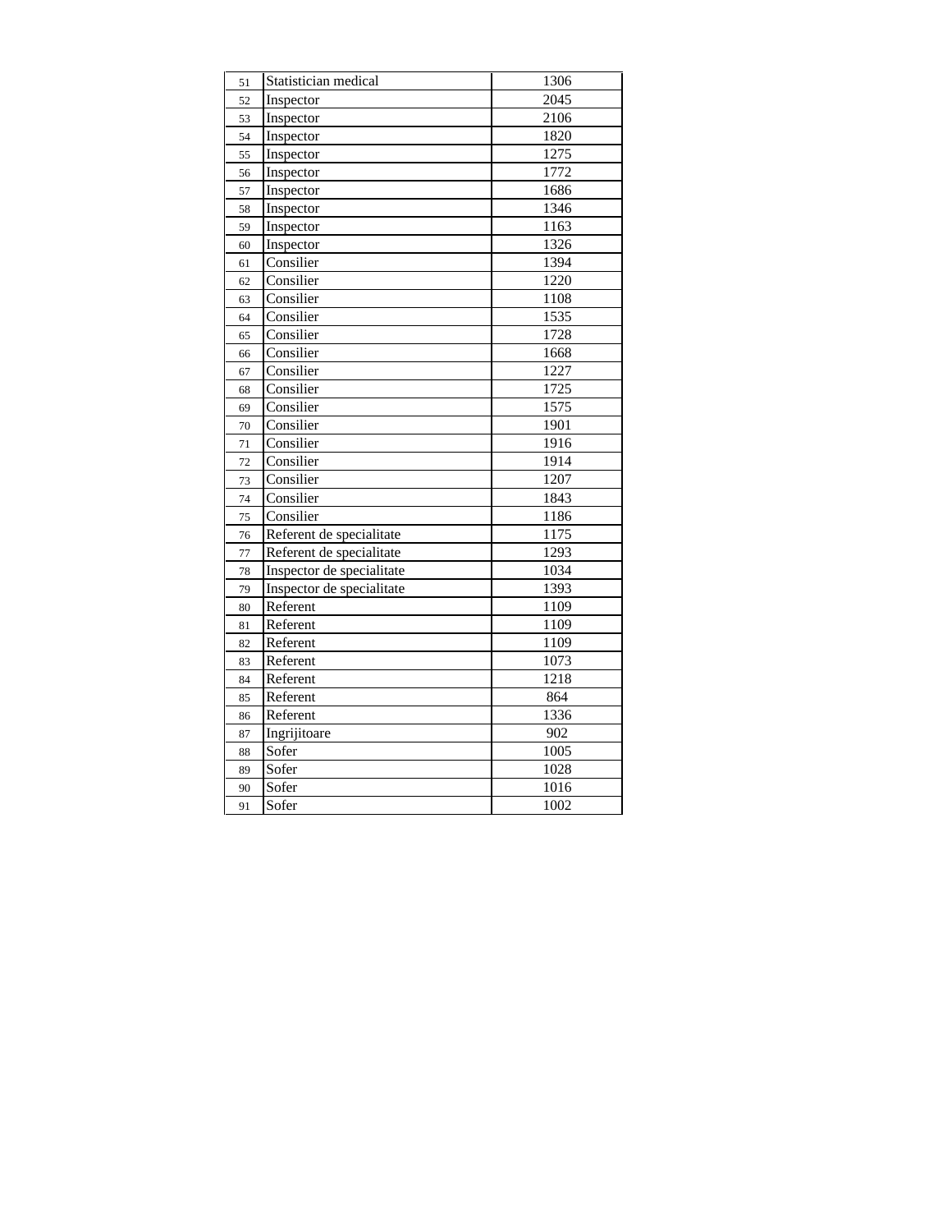| | | |
|---|---|---|
| 51 | Statistician medical | 1306 |
| 52 | Inspector | 2045 |
| 53 | Inspector | 2106 |
| 54 | Inspector | 1820 |
| 55 | Inspector | 1275 |
| 56 | Inspector | 1772 |
| 57 | Inspector | 1686 |
| 58 | Inspector | 1346 |
| 59 | Inspector | 1163 |
| 60 | Inspector | 1326 |
| 61 | Consilier | 1394 |
| 62 | Consilier | 1220 |
| 63 | Consilier | 1108 |
| 64 | Consilier | 1535 |
| 65 | Consilier | 1728 |
| 66 | Consilier | 1668 |
| 67 | Consilier | 1227 |
| 68 | Consilier | 1725 |
| 69 | Consilier | 1575 |
| 70 | Consilier | 1901 |
| 71 | Consilier | 1916 |
| 72 | Consilier | 1914 |
| 73 | Consilier | 1207 |
| 74 | Consilier | 1843 |
| 75 | Consilier | 1186 |
| 76 | Referent de specialitate | 1175 |
| 77 | Referent de specialitate | 1293 |
| 78 | Inspector de specialitate | 1034 |
| 79 | Inspector de specialitate | 1393 |
| 80 | Referent | 1109 |
| 81 | Referent | 1109 |
| 82 | Referent | 1109 |
| 83 | Referent | 1073 |
| 84 | Referent | 1218 |
| 85 | Referent | 864 |
| 86 | Referent | 1336 |
| 87 | Ingrijitoare | 902 |
| 88 | Sofer | 1005 |
| 89 | Sofer | 1028 |
| 90 | Sofer | 1016 |
| 91 | Sofer | 1002 |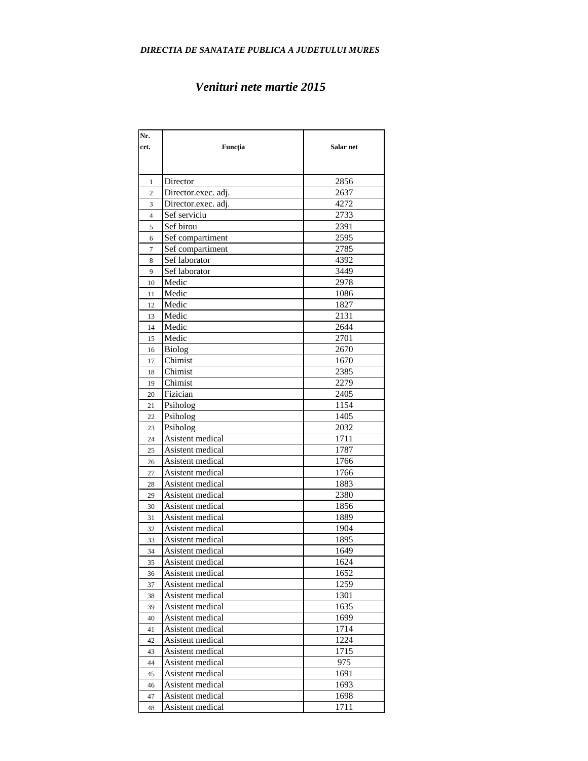*DIRECTIA DE SANATATE PUBLICA A JUDETULUI MURES*

## *Venituri nete martie 2015*

| Nr. crt. | Funcţia | Salar net |
|---|---|---|
| 1 | Director | 2856 |
| 2 | Director.exec. adj. | 2637 |
| 3 | Director.exec. adj. | 4272 |
| 4 | Sef serviciu | 2733 |
| 5 | Sef birou | 2391 |
| 6 | Sef compartiment | 2595 |
| 7 | Sef compartiment | 2785 |
| 8 | Sef laborator | 4392 |
| 9 | Sef laborator | 3449 |
| 10 | Medic | 2978 |
| 11 | Medic | 1086 |
| 12 | Medic | 1827 |
| 13 | Medic | 2131 |
| 14 | Medic | 2644 |
| 15 | Medic | 2701 |
| 16 | Biolog | 2670 |
| 17 | Chimist | 1670 |
| 18 | Chimist | 2385 |
| 19 | Chimist | 2279 |
| 20 | Fizician | 2405 |
| 21 | Psiholog | 1154 |
| 22 | Psiholog | 1405 |
| 23 | Psiholog | 2032 |
| 24 | Asistent medical | 1711 |
| 25 | Asistent medical | 1787 |
| 26 | Asistent medical | 1766 |
| 27 | Asistent medical | 1766 |
| 28 | Asistent medical | 1883 |
| 29 | Asistent medical | 2380 |
| 30 | Asistent medical | 1856 |
| 31 | Asistent medical | 1889 |
| 32 | Asistent medical | 1904 |
| 33 | Asistent medical | 1895 |
| 34 | Asistent medical | 1649 |
| 35 | Asistent medical | 1624 |
| 36 | Asistent medical | 1652 |
| 37 | Asistent medical | 1259 |
| 38 | Asistent medical | 1301 |
| 39 | Asistent medical | 1635 |
| 40 | Asistent medical | 1699 |
| 41 | Asistent medical | 1714 |
| 42 | Asistent medical | 1224 |
| 43 | Asistent medical | 1715 |
| 44 | Asistent medical | 975 |
| 45 | Asistent medical | 1691 |
| 46 | Asistent medical | 1693 |
| 47 | Asistent medical | 1698 |
| 48 | Asistent medical | 1711 |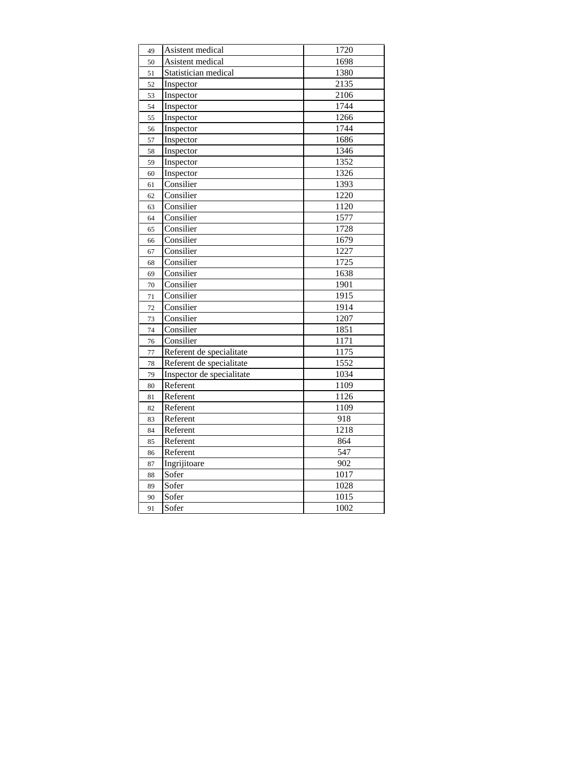| | | |
|---|---|---|
| 49 | Asistent medical | 1720 |
| 50 | Asistent medical | 1698 |
| 51 | Statistician medical | 1380 |
| 52 | Inspector | 2135 |
| 53 | Inspector | 2106 |
| 54 | Inspector | 1744 |
| 55 | Inspector | 1266 |
| 56 | Inspector | 1744 |
| 57 | Inspector | 1686 |
| 58 | Inspector | 1346 |
| 59 | Inspector | 1352 |
| 60 | Inspector | 1326 |
| 61 | Consilier | 1393 |
| 62 | Consilier | 1220 |
| 63 | Consilier | 1120 |
| 64 | Consilier | 1577 |
| 65 | Consilier | 1728 |
| 66 | Consilier | 1679 |
| 67 | Consilier | 1227 |
| 68 | Consilier | 1725 |
| 69 | Consilier | 1638 |
| 70 | Consilier | 1901 |
| 71 | Consilier | 1915 |
| 72 | Consilier | 1914 |
| 73 | Consilier | 1207 |
| 74 | Consilier | 1851 |
| 76 | Consilier | 1171 |
| 77 | Referent de specialitate | 1175 |
| 78 | Referent de specialitate | 1552 |
| 79 | Inspector de specialitate | 1034 |
| 80 | Referent | 1109 |
| 81 | Referent | 1126 |
| 82 | Referent | 1109 |
| 83 | Referent | 918 |
| 84 | Referent | 1218 |
| 85 | Referent | 864 |
| 86 | Referent | 547 |
| 87 | Ingrijitoare | 902 |
| 88 | Sofer | 1017 |
| 89 | Sofer | 1028 |
| 90 | Sofer | 1015 |
| 91 | Sofer | 1002 |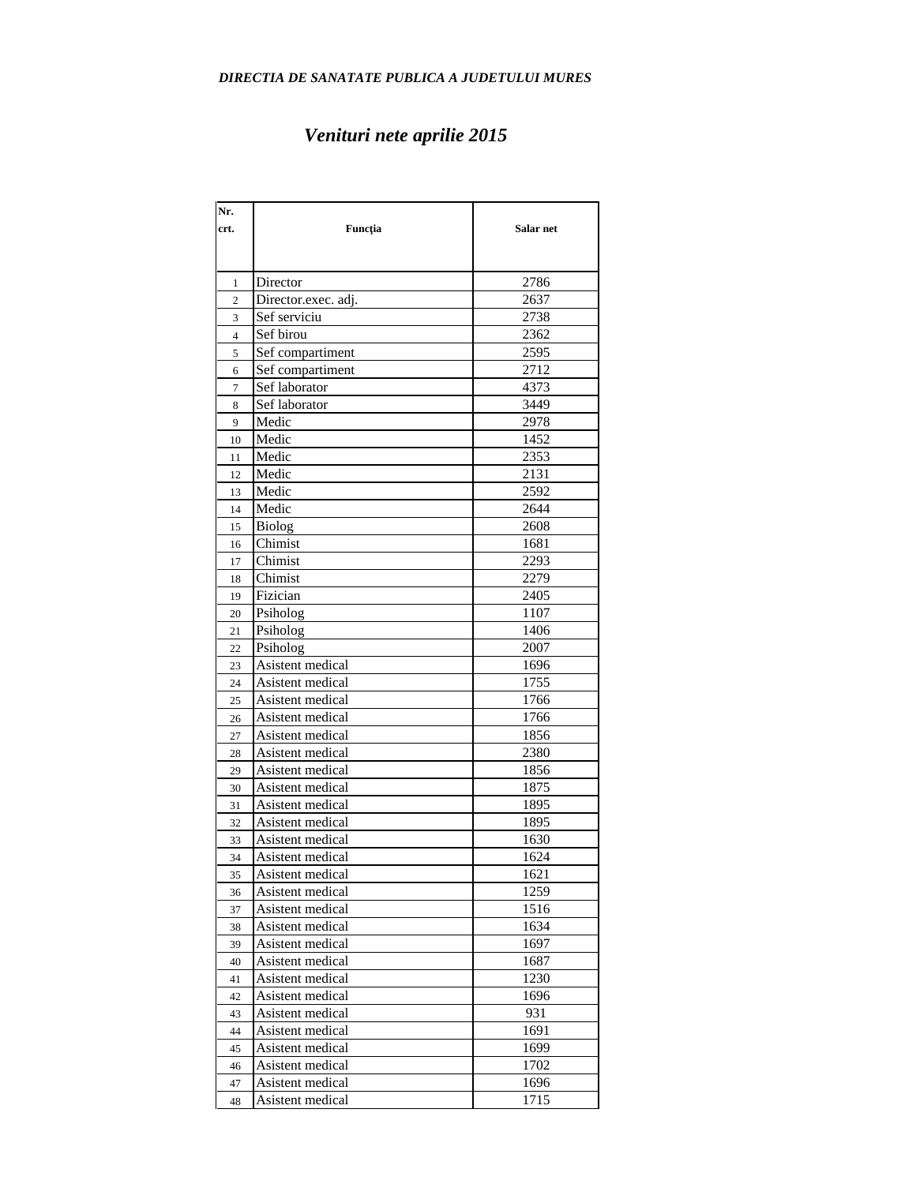*DIRECTIA DE SANATATE PUBLICA A JUDETULUI MURES*

## *Venituri nete aprilie 2015*

| Nr. crt. | Funcţia | Salar net |
|---|---|---|
| 1 | Director | 2786 |
| 2 | Director.exec. adj. | 2637 |
| 3 | Sef serviciu | 2738 |
| 4 | Sef birou | 2362 |
| 5 | Sef compartiment | 2595 |
| 6 | Sef compartiment | 2712 |
| 7 | Sef laborator | 4373 |
| 8 | Sef laborator | 3449 |
| 9 | Medic | 2978 |
| 10 | Medic | 1452 |
| 11 | Medic | 2353 |
| 12 | Medic | 2131 |
| 13 | Medic | 2592 |
| 14 | Medic | 2644 |
| 15 | Biolog | 2608 |
| 16 | Chimist | 1681 |
| 17 | Chimist | 2293 |
| 18 | Chimist | 2279 |
| 19 | Fizician | 2405 |
| 20 | Psiholog | 1107 |
| 21 | Psiholog | 1406 |
| 22 | Psiholog | 2007 |
| 23 | Asistent medical | 1696 |
| 24 | Asistent medical | 1755 |
| 25 | Asistent medical | 1766 |
| 26 | Asistent medical | 1766 |
| 27 | Asistent medical | 1856 |
| 28 | Asistent medical | 2380 |
| 29 | Asistent medical | 1856 |
| 30 | Asistent medical | 1875 |
| 31 | Asistent medical | 1895 |
| 32 | Asistent medical | 1895 |
| 33 | Asistent medical | 1630 |
| 34 | Asistent medical | 1624 |
| 35 | Asistent medical | 1621 |
| 36 | Asistent medical | 1259 |
| 37 | Asistent medical | 1516 |
| 38 | Asistent medical | 1634 |
| 39 | Asistent medical | 1697 |
| 40 | Asistent medical | 1687 |
| 41 | Asistent medical | 1230 |
| 42 | Asistent medical | 1696 |
| 43 | Asistent medical | 931 |
| 44 | Asistent medical | 1691 |
| 45 | Asistent medical | 1699 |
| 46 | Asistent medical | 1702 |
| 47 | Asistent medical | 1696 |
| 48 | Asistent medical | 1715 |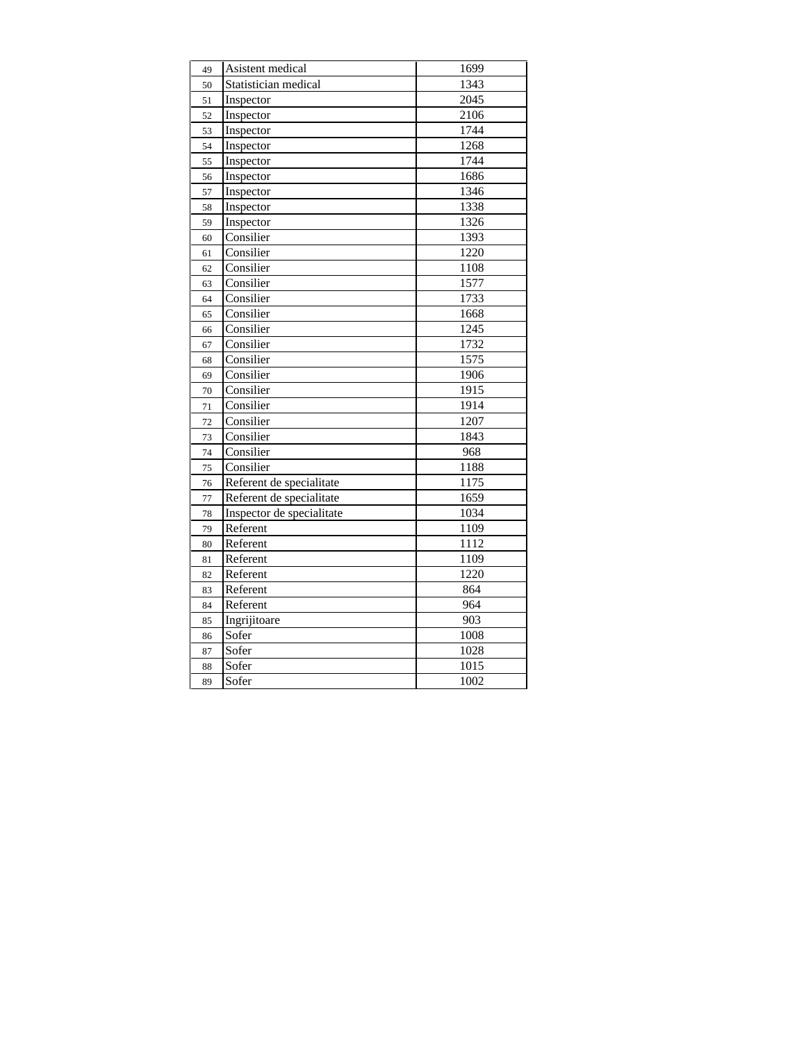| | | |
|---|---|---|
| 49 | Asistent medical | 1699 |
| 50 | Statistician medical | 1343 |
| 51 | Inspector | 2045 |
| 52 | Inspector | 2106 |
| 53 | Inspector | 1744 |
| 54 | Inspector | 1268 |
| 55 | Inspector | 1744 |
| 56 | Inspector | 1686 |
| 57 | Inspector | 1346 |
| 58 | Inspector | 1338 |
| 59 | Inspector | 1326 |
| 60 | Consilier | 1393 |
| 61 | Consilier | 1220 |
| 62 | Consilier | 1108 |
| 63 | Consilier | 1577 |
| 64 | Consilier | 1733 |
| 65 | Consilier | 1668 |
| 66 | Consilier | 1245 |
| 67 | Consilier | 1732 |
| 68 | Consilier | 1575 |
| 69 | Consilier | 1906 |
| 70 | Consilier | 1915 |
| 71 | Consilier | 1914 |
| 72 | Consilier | 1207 |
| 73 | Consilier | 1843 |
| 74 | Consilier | 968 |
| 75 | Consilier | 1188 |
| 76 | Referent de specialitate | 1175 |
| 77 | Referent de specialitate | 1659 |
| 78 | Inspector de specialitate | 1034 |
| 79 | Referent | 1109 |
| 80 | Referent | 1112 |
| 81 | Referent | 1109 |
| 82 | Referent | 1220 |
| 83 | Referent | 864 |
| 84 | Referent | 964 |
| 85 | Ingrijitoare | 903 |
| 86 | Sofer | 1008 |
| 87 | Sofer | 1028 |
| 88 | Sofer | 1015 |
| 89 | Sofer | 1002 |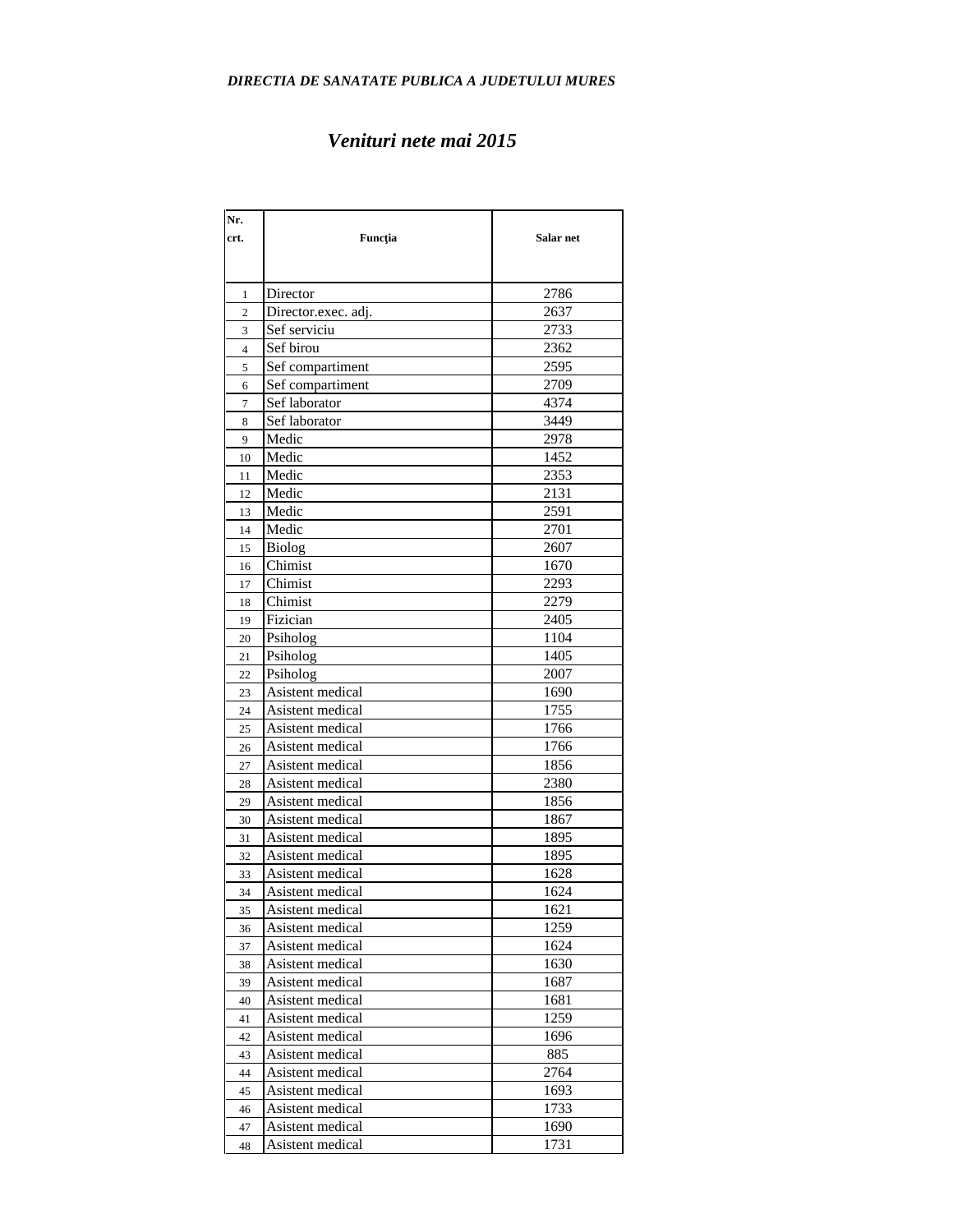*DIRECTIA DE SANATATE PUBLICA A JUDETULUI MURES*

## *Venituri nete mai 2015*

| Nr. crt. | Funcţia | Salar net |
|---|---|---|
| 1 | Director | 2786 |
| 2 | Director.exec. adj. | 2637 |
| 3 | Sef serviciu | 2733 |
| 4 | Sef birou | 2362 |
| 5 | Sef compartiment | 2595 |
| 6 | Sef compartiment | 2709 |
| 7 | Sef laborator | 4374 |
| 8 | Sef laborator | 3449 |
| 9 | Medic | 2978 |
| 10 | Medic | 1452 |
| 11 | Medic | 2353 |
| 12 | Medic | 2131 |
| 13 | Medic | 2591 |
| 14 | Medic | 2701 |
| 15 | Biolog | 2607 |
| 16 | Chimist | 1670 |
| 17 | Chimist | 2293 |
| 18 | Chimist | 2279 |
| 19 | Fizician | 2405 |
| 20 | Psiholog | 1104 |
| 21 | Psiholog | 1405 |
| 22 | Psiholog | 2007 |
| 23 | Asistent medical | 1690 |
| 24 | Asistent medical | 1755 |
| 25 | Asistent medical | 1766 |
| 26 | Asistent medical | 1766 |
| 27 | Asistent medical | 1856 |
| 28 | Asistent medical | 2380 |
| 29 | Asistent medical | 1856 |
| 30 | Asistent medical | 1867 |
| 31 | Asistent medical | 1895 |
| 32 | Asistent medical | 1895 |
| 33 | Asistent medical | 1628 |
| 34 | Asistent medical | 1624 |
| 35 | Asistent medical | 1621 |
| 36 | Asistent medical | 1259 |
| 37 | Asistent medical | 1624 |
| 38 | Asistent medical | 1630 |
| 39 | Asistent medical | 1687 |
| 40 | Asistent medical | 1681 |
| 41 | Asistent medical | 1259 |
| 42 | Asistent medical | 1696 |
| 43 | Asistent medical | 885 |
| 44 | Asistent medical | 2764 |
| 45 | Asistent medical | 1693 |
| 46 | Asistent medical | 1733 |
| 47 | Asistent medical | 1690 |
| 48 | Asistent medical | 1731 |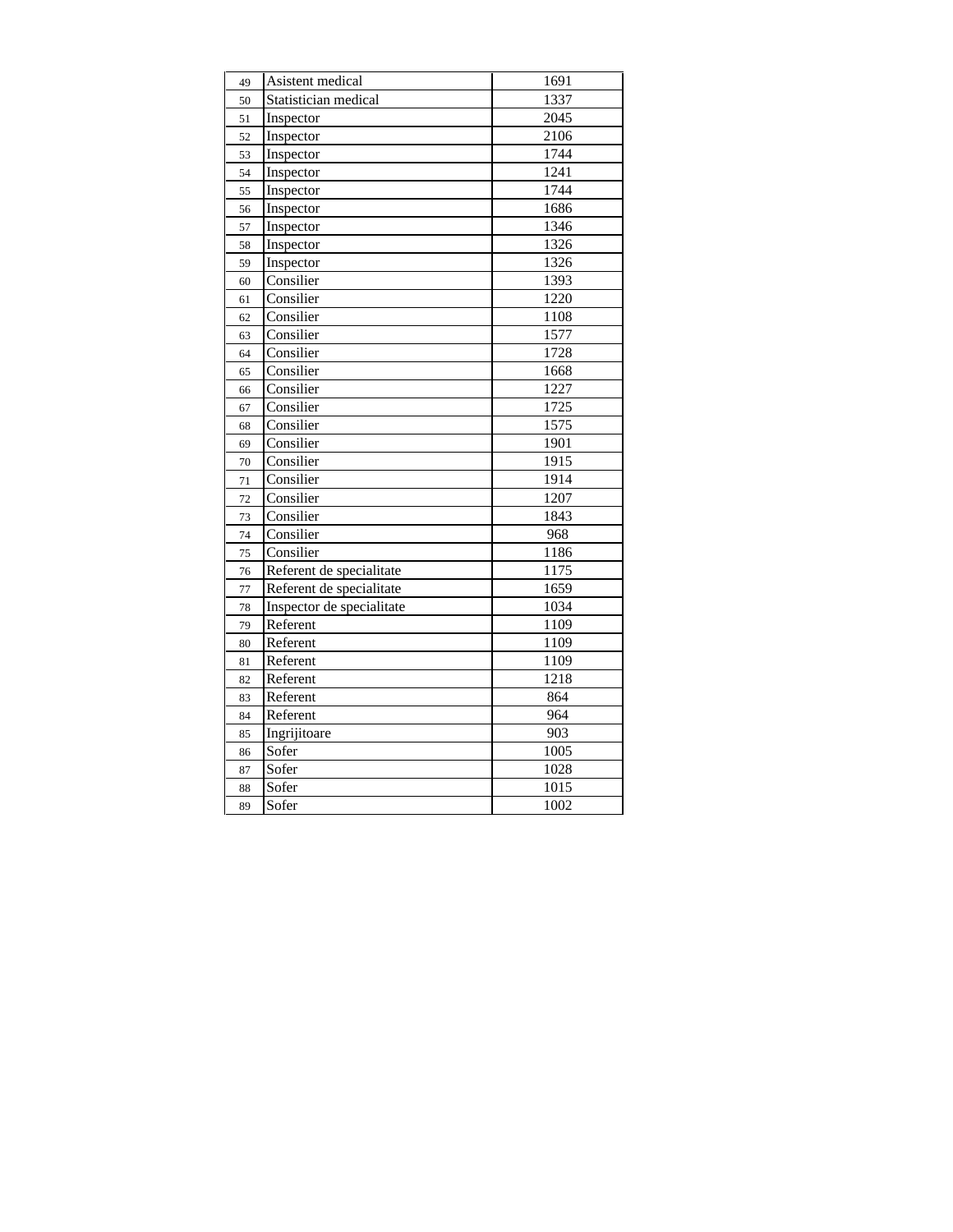| | | |
|---|---|---|
| 49 | Asistent medical | 1691 |
| 50 | Statistician medical | 1337 |
| 51 | Inspector | 2045 |
| 52 | Inspector | 2106 |
| 53 | Inspector | 1744 |
| 54 | Inspector | 1241 |
| 55 | Inspector | 1744 |
| 56 | Inspector | 1686 |
| 57 | Inspector | 1346 |
| 58 | Inspector | 1326 |
| 59 | Inspector | 1326 |
| 60 | Consilier | 1393 |
| 61 | Consilier | 1220 |
| 62 | Consilier | 1108 |
| 63 | Consilier | 1577 |
| 64 | Consilier | 1728 |
| 65 | Consilier | 1668 |
| 66 | Consilier | 1227 |
| 67 | Consilier | 1725 |
| 68 | Consilier | 1575 |
| 69 | Consilier | 1901 |
| 70 | Consilier | 1915 |
| 71 | Consilier | 1914 |
| 72 | Consilier | 1207 |
| 73 | Consilier | 1843 |
| 74 | Consilier | 968 |
| 75 | Consilier | 1186 |
| 76 | Referent de specialitate | 1175 |
| 77 | Referent de specialitate | 1659 |
| 78 | Inspector de specialitate | 1034 |
| 79 | Referent | 1109 |
| 80 | Referent | 1109 |
| 81 | Referent | 1109 |
| 82 | Referent | 1218 |
| 83 | Referent | 864 |
| 84 | Referent | 964 |
| 85 | Ingrijitoare | 903 |
| 86 | Sofer | 1005 |
| 87 | Sofer | 1028 |
| 88 | Sofer | 1015 |
| 89 | Sofer | 1002 |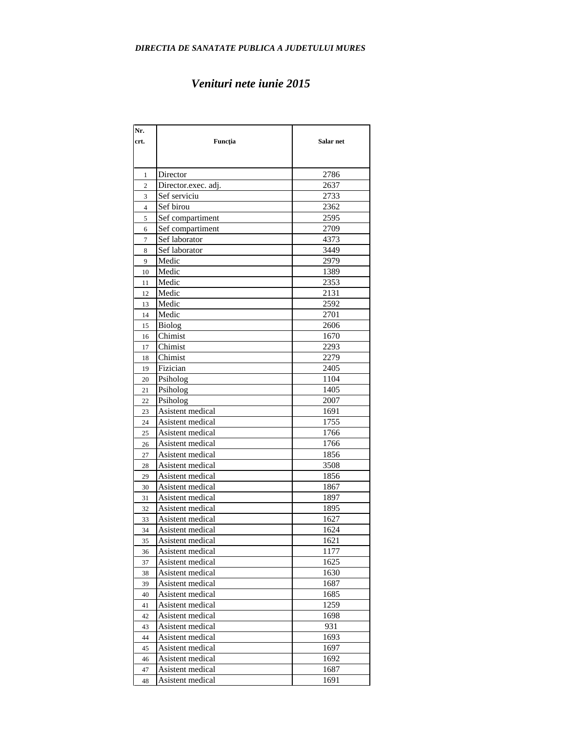*DIRECTIA DE SANATATE PUBLICA A JUDETULUI MURES*

## *Venituri nete iunie 2015*

| Nr. crt. | Funcţia | Salar net |
|---|---|---|
| 1 | Director | 2786 |
| 2 | Director.exec. adj. | 2637 |
| 3 | Sef serviciu | 2733 |
| 4 | Sef birou | 2362 |
| 5 | Sef compartiment | 2595 |
| 6 | Sef compartiment | 2709 |
| 7 | Sef laborator | 4373 |
| 8 | Sef laborator | 3449 |
| 9 | Medic | 2979 |
| 10 | Medic | 1389 |
| 11 | Medic | 2353 |
| 12 | Medic | 2131 |
| 13 | Medic | 2592 |
| 14 | Medic | 2701 |
| 15 | Biolog | 2606 |
| 16 | Chimist | 1670 |
| 17 | Chimist | 2293 |
| 18 | Chimist | 2279 |
| 19 | Fizician | 2405 |
| 20 | Psiholog | 1104 |
| 21 | Psiholog | 1405 |
| 22 | Psiholog | 2007 |
| 23 | Asistent medical | 1691 |
| 24 | Asistent medical | 1755 |
| 25 | Asistent medical | 1766 |
| 26 | Asistent medical | 1766 |
| 27 | Asistent medical | 1856 |
| 28 | Asistent medical | 3508 |
| 29 | Asistent medical | 1856 |
| 30 | Asistent medical | 1867 |
| 31 | Asistent medical | 1897 |
| 32 | Asistent medical | 1895 |
| 33 | Asistent medical | 1627 |
| 34 | Asistent medical | 1624 |
| 35 | Asistent medical | 1621 |
| 36 | Asistent medical | 1177 |
| 37 | Asistent medical | 1625 |
| 38 | Asistent medical | 1630 |
| 39 | Asistent medical | 1687 |
| 40 | Asistent medical | 1685 |
| 41 | Asistent medical | 1259 |
| 42 | Asistent medical | 1698 |
| 43 | Asistent medical | 931 |
| 44 | Asistent medical | 1693 |
| 45 | Asistent medical | 1697 |
| 46 | Asistent medical | 1692 |
| 47 | Asistent medical | 1687 |
| 48 | Asistent medical | 1691 |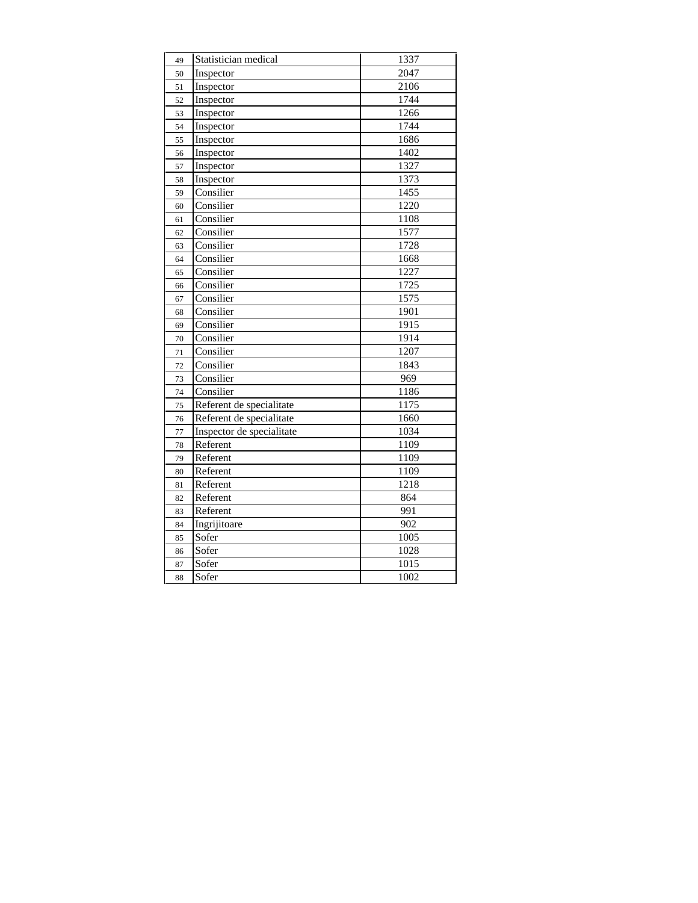| | | |
|---|---|---|
| 49 | Statistician medical | 1337 |
| 50 | Inspector | 2047 |
| 51 | Inspector | 2106 |
| 52 | Inspector | 1744 |
| 53 | Inspector | 1266 |
| 54 | Inspector | 1744 |
| 55 | Inspector | 1686 |
| 56 | Inspector | 1402 |
| 57 | Inspector | 1327 |
| 58 | Inspector | 1373 |
| 59 | Consilier | 1455 |
| 60 | Consilier | 1220 |
| 61 | Consilier | 1108 |
| 62 | Consilier | 1577 |
| 63 | Consilier | 1728 |
| 64 | Consilier | 1668 |
| 65 | Consilier | 1227 |
| 66 | Consilier | 1725 |
| 67 | Consilier | 1575 |
| 68 | Consilier | 1901 |
| 69 | Consilier | 1915 |
| 70 | Consilier | 1914 |
| 71 | Consilier | 1207 |
| 72 | Consilier | 1843 |
| 73 | Consilier | 969 |
| 74 | Consilier | 1186 |
| 75 | Referent de specialitate | 1175 |
| 76 | Referent de specialitate | 1660 |
| 77 | Inspector de specialitate | 1034 |
| 78 | Referent | 1109 |
| 79 | Referent | 1109 |
| 80 | Referent | 1109 |
| 81 | Referent | 1218 |
| 82 | Referent | 864 |
| 83 | Referent | 991 |
| 84 | Ingrijitoare | 902 |
| 85 | Sofer | 1005 |
| 86 | Sofer | 1028 |
| 87 | Sofer | 1015 |
| 88 | Sofer | 1002 |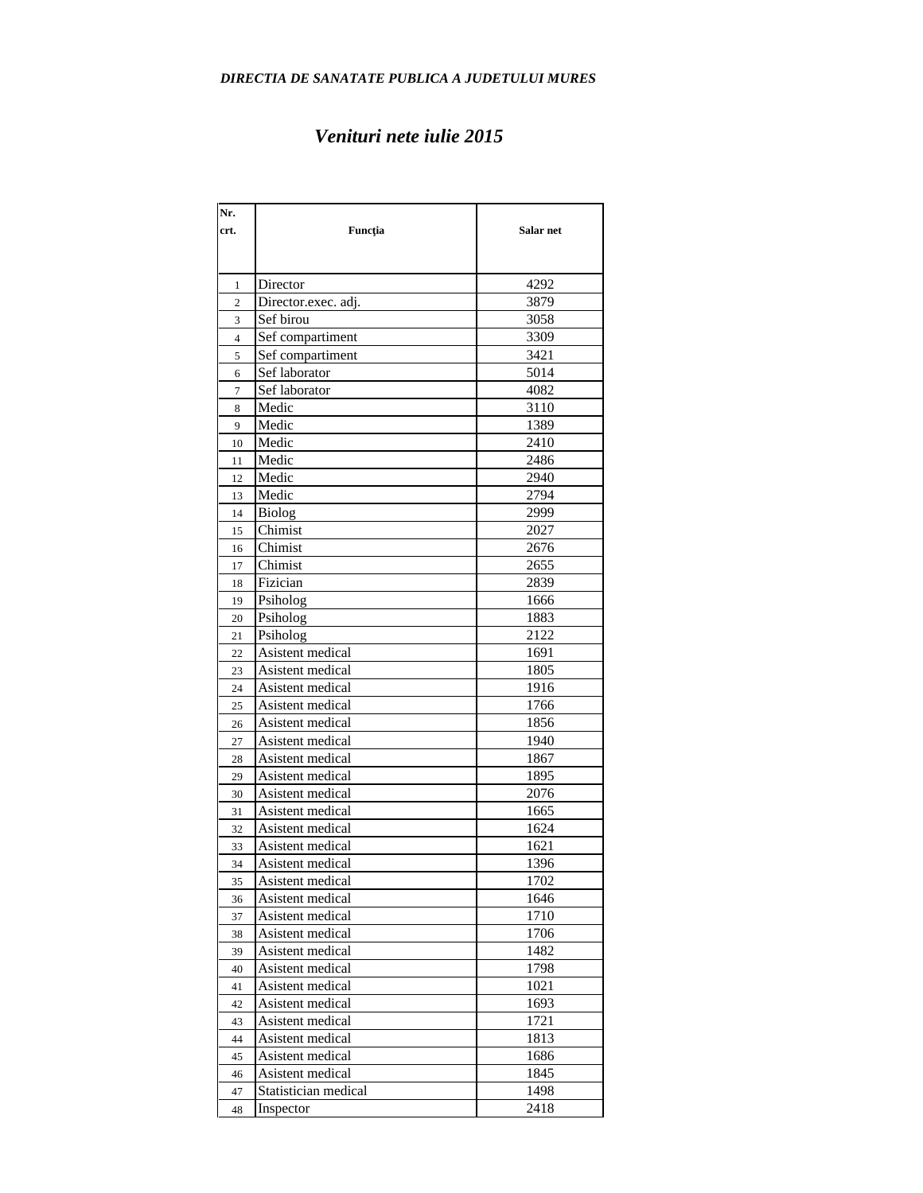*DIRECTIA DE SANATATE PUBLICA A JUDETULUI MURES*

## *Venituri nete iulie 2015*

| Nr. crt. | Funcţia | Salar net |
|---|---|---|
| 1 | Director | 4292 |
| 2 | Director.exec. adj. | 3879 |
| 3 | Sef birou | 3058 |
| 4 | Sef compartiment | 3309 |
| 5 | Sef compartiment | 3421 |
| 6 | Sef laborator | 5014 |
| 7 | Sef laborator | 4082 |
| 8 | Medic | 3110 |
| 9 | Medic | 1389 |
| 10 | Medic | 2410 |
| 11 | Medic | 2486 |
| 12 | Medic | 2940 |
| 13 | Medic | 2794 |
| 14 | Biolog | 2999 |
| 15 | Chimist | 2027 |
| 16 | Chimist | 2676 |
| 17 | Chimist | 2655 |
| 18 | Fizician | 2839 |
| 19 | Psiholog | 1666 |
| 20 | Psiholog | 1883 |
| 21 | Psiholog | 2122 |
| 22 | Asistent medical | 1691 |
| 23 | Asistent medical | 1805 |
| 24 | Asistent medical | 1916 |
| 25 | Asistent medical | 1766 |
| 26 | Asistent medical | 1856 |
| 27 | Asistent medical | 1940 |
| 28 | Asistent medical | 1867 |
| 29 | Asistent medical | 1895 |
| 30 | Asistent medical | 2076 |
| 31 | Asistent medical | 1665 |
| 32 | Asistent medical | 1624 |
| 33 | Asistent medical | 1621 |
| 34 | Asistent medical | 1396 |
| 35 | Asistent medical | 1702 |
| 36 | Asistent medical | 1646 |
| 37 | Asistent medical | 1710 |
| 38 | Asistent medical | 1706 |
| 39 | Asistent medical | 1482 |
| 40 | Asistent medical | 1798 |
| 41 | Asistent medical | 1021 |
| 42 | Asistent medical | 1693 |
| 43 | Asistent medical | 1721 |
| 44 | Asistent medical | 1813 |
| 45 | Asistent medical | 1686 |
| 46 | Asistent medical | 1845 |
| 47 | Statistician medical | 1498 |
| 48 | Inspector | 2418 |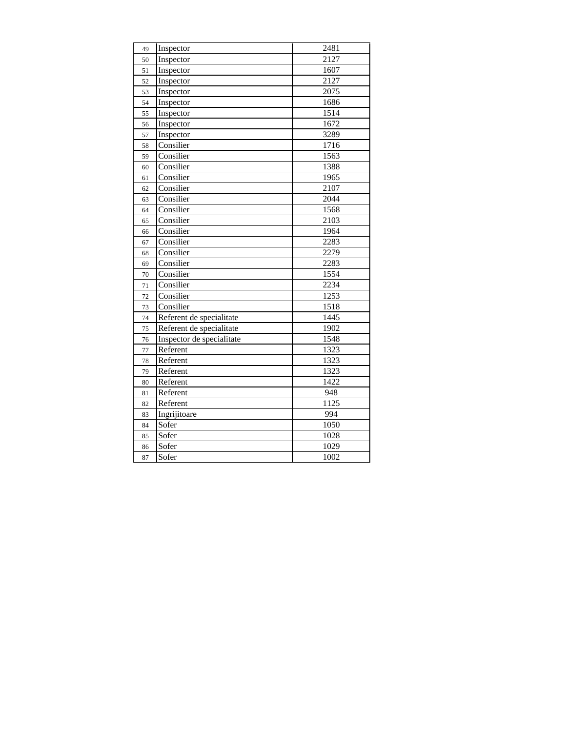| | | |
|---|---|---|
| 49 | Inspector | 2481 |
| 50 | Inspector | 2127 |
| 51 | Inspector | 1607 |
| 52 | Inspector | 2127 |
| 53 | Inspector | 2075 |
| 54 | Inspector | 1686 |
| 55 | Inspector | 1514 |
| 56 | Inspector | 1672 |
| 57 | Inspector | 3289 |
| 58 | Consilier | 1716 |
| 59 | Consilier | 1563 |
| 60 | Consilier | 1388 |
| 61 | Consilier | 1965 |
| 62 | Consilier | 2107 |
| 63 | Consilier | 2044 |
| 64 | Consilier | 1568 |
| 65 | Consilier | 2103 |
| 66 | Consilier | 1964 |
| 67 | Consilier | 2283 |
| 68 | Consilier | 2279 |
| 69 | Consilier | 2283 |
| 70 | Consilier | 1554 |
| 71 | Consilier | 2234 |
| 72 | Consilier | 1253 |
| 73 | Consilier | 1518 |
| 74 | Referent de specialitate | 1445 |
| 75 | Referent de specialitate | 1902 |
| 76 | Inspector de specialitate | 1548 |
| 77 | Referent | 1323 |
| 78 | Referent | 1323 |
| 79 | Referent | 1323 |
| 80 | Referent | 1422 |
| 81 | Referent | 948 |
| 82 | Referent | 1125 |
| 83 | Ingrijitoare | 994 |
| 84 | Sofer | 1050 |
| 85 | Sofer | 1028 |
| 86 | Sofer | 1029 |
| 87 | Sofer | 1002 |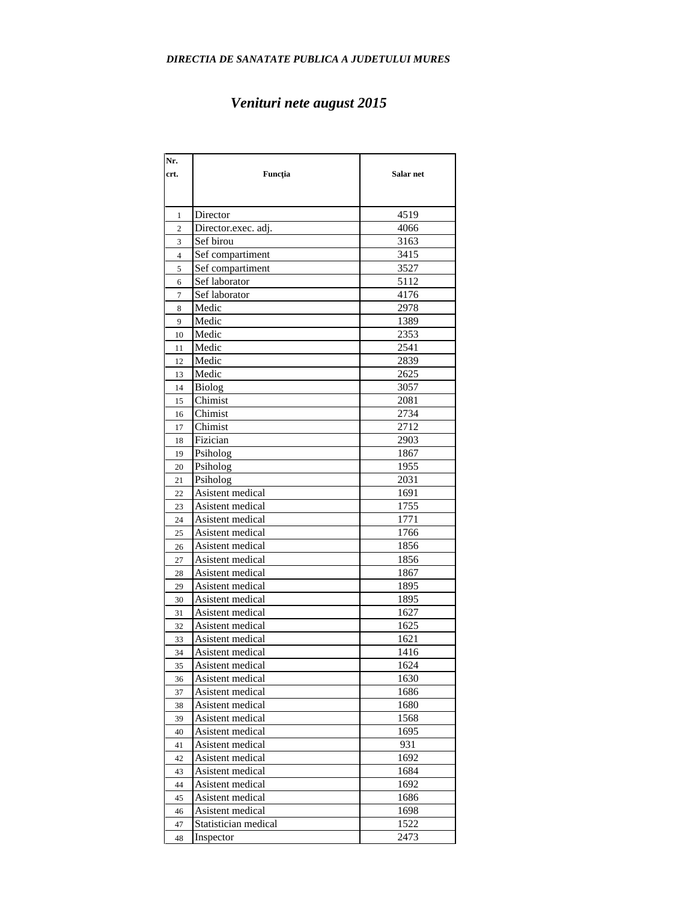*DIRECTIA DE SANATATE PUBLICA A JUDETULUI MURES*

## *Venituri nete august 2015*

| Nr. crt. | Funcţia | Salar net |
|---|---|---|
| 1 | Director | 4519 |
| 2 | Director.exec. adj. | 4066 |
| 3 | Sef birou | 3163 |
| 4 | Sef compartiment | 3415 |
| 5 | Sef compartiment | 3527 |
| 6 | Sef laborator | 5112 |
| 7 | Sef laborator | 4176 |
| 8 | Medic | 2978 |
| 9 | Medic | 1389 |
| 10 | Medic | 2353 |
| 11 | Medic | 2541 |
| 12 | Medic | 2839 |
| 13 | Medic | 2625 |
| 14 | Biolog | 3057 |
| 15 | Chimist | 2081 |
| 16 | Chimist | 2734 |
| 17 | Chimist | 2712 |
| 18 | Fizician | 2903 |
| 19 | Psiholog | 1867 |
| 20 | Psiholog | 1955 |
| 21 | Psiholog | 2031 |
| 22 | Asistent medical | 1691 |
| 23 | Asistent medical | 1755 |
| 24 | Asistent medical | 1771 |
| 25 | Asistent medical | 1766 |
| 26 | Asistent medical | 1856 |
| 27 | Asistent medical | 1856 |
| 28 | Asistent medical | 1867 |
| 29 | Asistent medical | 1895 |
| 30 | Asistent medical | 1895 |
| 31 | Asistent medical | 1627 |
| 32 | Asistent medical | 1625 |
| 33 | Asistent medical | 1621 |
| 34 | Asistent medical | 1416 |
| 35 | Asistent medical | 1624 |
| 36 | Asistent medical | 1630 |
| 37 | Asistent medical | 1686 |
| 38 | Asistent medical | 1680 |
| 39 | Asistent medical | 1568 |
| 40 | Asistent medical | 1695 |
| 41 | Asistent medical | 931 |
| 42 | Asistent medical | 1692 |
| 43 | Asistent medical | 1684 |
| 44 | Asistent medical | 1692 |
| 45 | Asistent medical | 1686 |
| 46 | Asistent medical | 1698 |
| 47 | Statistician medical | 1522 |
| 48 | Inspector | 2473 |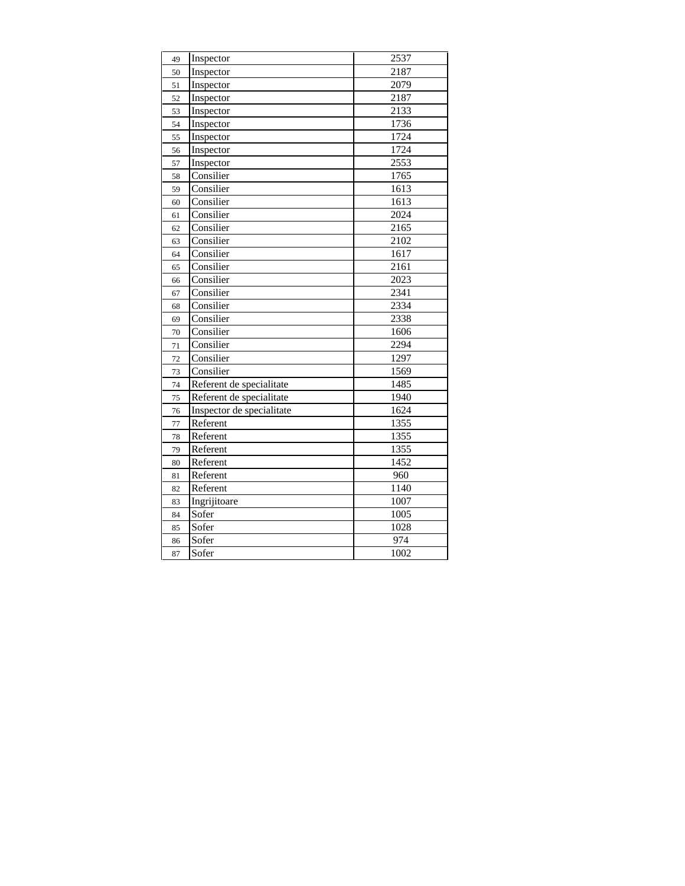| | | |
|---|---|---|
| 49 | Inspector | 2537 |
| 50 | Inspector | 2187 |
| 51 | Inspector | 2079 |
| 52 | Inspector | 2187 |
| 53 | Inspector | 2133 |
| 54 | Inspector | 1736 |
| 55 | Inspector | 1724 |
| 56 | Inspector | 1724 |
| 57 | Inspector | 2553 |
| 58 | Consilier | 1765 |
| 59 | Consilier | 1613 |
| 60 | Consilier | 1613 |
| 61 | Consilier | 2024 |
| 62 | Consilier | 2165 |
| 63 | Consilier | 2102 |
| 64 | Consilier | 1617 |
| 65 | Consilier | 2161 |
| 66 | Consilier | 2023 |
| 67 | Consilier | 2341 |
| 68 | Consilier | 2334 |
| 69 | Consilier | 2338 |
| 70 | Consilier | 1606 |
| 71 | Consilier | 2294 |
| 72 | Consilier | 1297 |
| 73 | Consilier | 1569 |
| 74 | Referent de specialitate | 1485 |
| 75 | Referent de specialitate | 1940 |
| 76 | Inspector de specialitate | 1624 |
| 77 | Referent | 1355 |
| 78 | Referent | 1355 |
| 79 | Referent | 1355 |
| 80 | Referent | 1452 |
| 81 | Referent | 960 |
| 82 | Referent | 1140 |
| 83 | Ingrijitoare | 1007 |
| 84 | Sofer | 1005 |
| 85 | Sofer | 1028 |
| 86 | Sofer | 974 |
| 87 | Sofer | 1002 |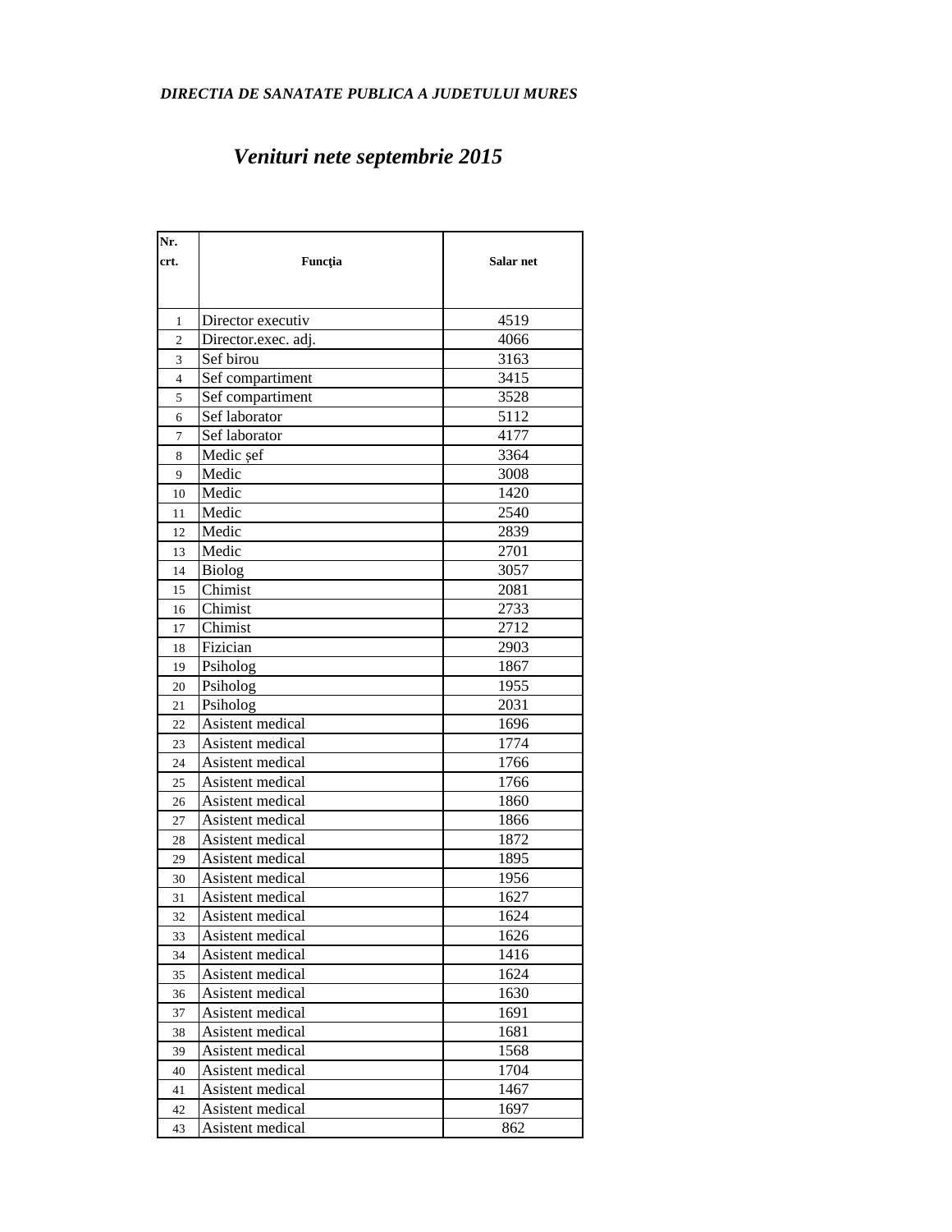***DIRECTIA DE SANATATE PUBLICA A JUDETULUI MURES***

## *Venituri nete septembrie 2015*

| Nr. crt. | Funcţia | Salar net |
|---|---|---|
| 1 | Director executiv | 4519 |
| 2 | Director.exec. adj. | 4066 |
| 3 | Sef birou | 3163 |
| 4 | Sef compartiment | 3415 |
| 5 | Sef compartiment | 3528 |
| 6 | Sef laborator | 5112 |
| 7 | Sef laborator | 4177 |
| 8 | Medic șef | 3364 |
| 9 | Medic | 3008 |
| 10 | Medic | 1420 |
| 11 | Medic | 2540 |
| 12 | Medic | 2839 |
| 13 | Medic | 2701 |
| 14 | Biolog | 3057 |
| 15 | Chimist | 2081 |
| 16 | Chimist | 2733 |
| 17 | Chimist | 2712 |
| 18 | Fizician | 2903 |
| 19 | Psiholog | 1867 |
| 20 | Psiholog | 1955 |
| 21 | Psiholog | 2031 |
| 22 | Asistent medical | 1696 |
| 23 | Asistent medical | 1774 |
| 24 | Asistent medical | 1766 |
| 25 | Asistent medical | 1766 |
| 26 | Asistent medical | 1860 |
| 27 | Asistent medical | 1866 |
| 28 | Asistent medical | 1872 |
| 29 | Asistent medical | 1895 |
| 30 | Asistent medical | 1956 |
| 31 | Asistent medical | 1627 |
| 32 | Asistent medical | 1624 |
| 33 | Asistent medical | 1626 |
| 34 | Asistent medical | 1416 |
| 35 | Asistent medical | 1624 |
| 36 | Asistent medical | 1630 |
| 37 | Asistent medical | 1691 |
| 38 | Asistent medical | 1681 |
| 39 | Asistent medical | 1568 |
| 40 | Asistent medical | 1704 |
| 41 | Asistent medical | 1467 |
| 42 | Asistent medical | 1697 |
| 43 | Asistent medical | 862 |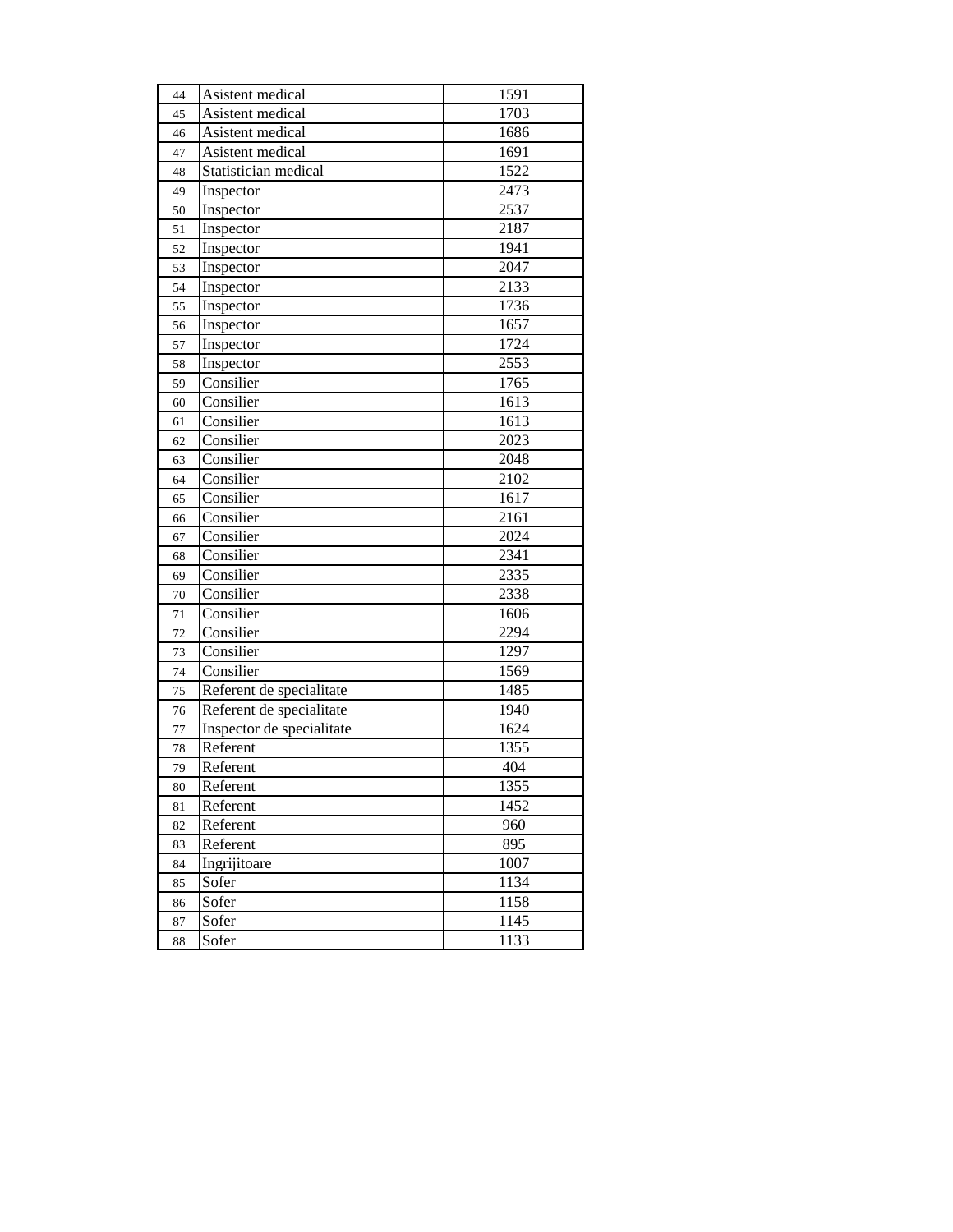| | | |
|---|---|---|
| 44 | Asistent medical | 1591 |
| 45 | Asistent medical | 1703 |
| 46 | Asistent medical | 1686 |
| 47 | Asistent medical | 1691 |
| 48 | Statistician medical | 1522 |
| 49 | Inspector | 2473 |
| 50 | Inspector | 2537 |
| 51 | Inspector | 2187 |
| 52 | Inspector | 1941 |
| 53 | Inspector | 2047 |
| 54 | Inspector | 2133 |
| 55 | Inspector | 1736 |
| 56 | Inspector | 1657 |
| 57 | Inspector | 1724 |
| 58 | Inspector | 2553 |
| 59 | Consilier | 1765 |
| 60 | Consilier | 1613 |
| 61 | Consilier | 1613 |
| 62 | Consilier | 2023 |
| 63 | Consilier | 2048 |
| 64 | Consilier | 2102 |
| 65 | Consilier | 1617 |
| 66 | Consilier | 2161 |
| 67 | Consilier | 2024 |
| 68 | Consilier | 2341 |
| 69 | Consilier | 2335 |
| 70 | Consilier | 2338 |
| 71 | Consilier | 1606 |
| 72 | Consilier | 2294 |
| 73 | Consilier | 1297 |
| 74 | Consilier | 1569 |
| 75 | Referent de specialitate | 1485 |
| 76 | Referent de specialitate | 1940 |
| 77 | Inspector de specialitate | 1624 |
| 78 | Referent | 1355 |
| 79 | Referent | 404 |
| 80 | Referent | 1355 |
| 81 | Referent | 1452 |
| 82 | Referent | 960 |
| 83 | Referent | 895 |
| 84 | Ingrijitoare | 1007 |
| 85 | Sofer | 1134 |
| 86 | Sofer | 1158 |
| 87 | Sofer | 1145 |
| 88 | Sofer | 1133 |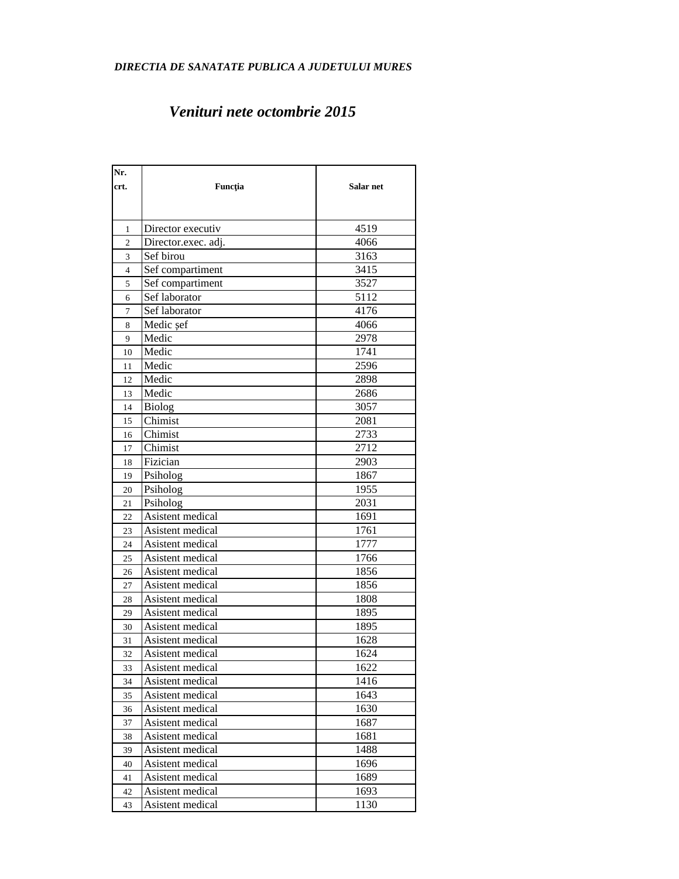***DIRECTIA DE SANATATE PUBLICA A JUDETULUI MURES***

## *Venituri nete octombrie 2015*

| Nr. crt. | Funcţia | Salar net |
|---|---|---|
| 1 | Director executiv | 4519 |
| 2 | Director.exec. adj. | 4066 |
| 3 | Sef birou | 3163 |
| 4 | Sef compartiment | 3415 |
| 5 | Sef compartiment | 3527 |
| 6 | Sef laborator | 5112 |
| 7 | Sef laborator | 4176 |
| 8 | Medic șef | 4066 |
| 9 | Medic | 2978 |
| 10 | Medic | 1741 |
| 11 | Medic | 2596 |
| 12 | Medic | 2898 |
| 13 | Medic | 2686 |
| 14 | Biolog | 3057 |
| 15 | Chimist | 2081 |
| 16 | Chimist | 2733 |
| 17 | Chimist | 2712 |
| 18 | Fizician | 2903 |
| 19 | Psiholog | 1867 |
| 20 | Psiholog | 1955 |
| 21 | Psiholog | 2031 |
| 22 | Asistent medical | 1691 |
| 23 | Asistent medical | 1761 |
| 24 | Asistent medical | 1777 |
| 25 | Asistent medical | 1766 |
| 26 | Asistent medical | 1856 |
| 27 | Asistent medical | 1856 |
| 28 | Asistent medical | 1808 |
| 29 | Asistent medical | 1895 |
| 30 | Asistent medical | 1895 |
| 31 | Asistent medical | 1628 |
| 32 | Asistent medical | 1624 |
| 33 | Asistent medical | 1622 |
| 34 | Asistent medical | 1416 |
| 35 | Asistent medical | 1643 |
| 36 | Asistent medical | 1630 |
| 37 | Asistent medical | 1687 |
| 38 | Asistent medical | 1681 |
| 39 | Asistent medical | 1488 |
| 40 | Asistent medical | 1696 |
| 41 | Asistent medical | 1689 |
| 42 | Asistent medical | 1693 |
| 43 | Asistent medical | 1130 |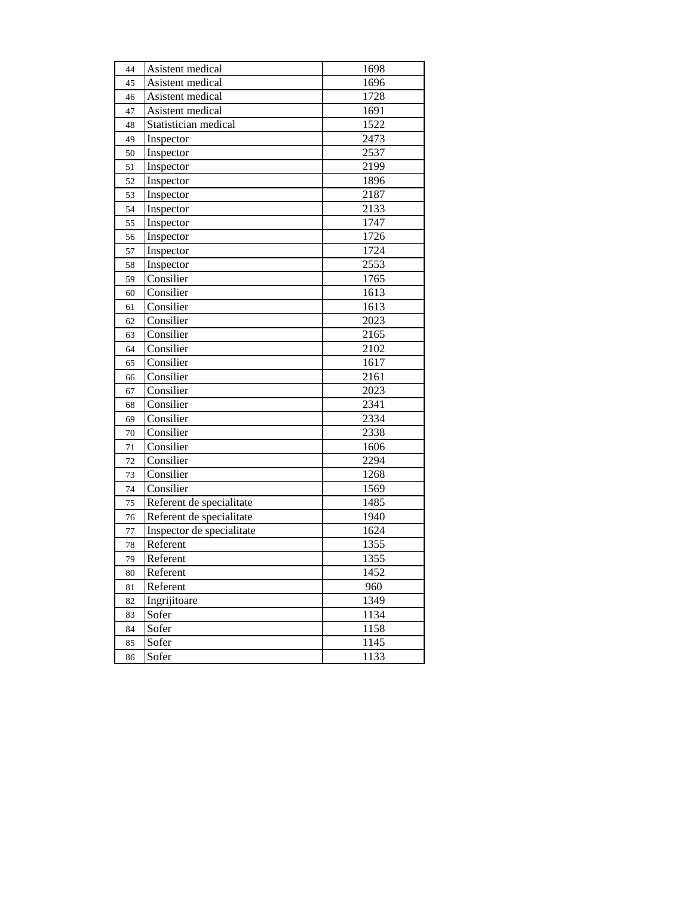| | | |
|---|---|---|
| 44 | Asistent medical | 1698 |
| 45 | Asistent medical | 1696 |
| 46 | Asistent medical | 1728 |
| 47 | Asistent medical | 1691 |
| 48 | Statistician medical | 1522 |
| 49 | Inspector | 2473 |
| 50 | Inspector | 2537 |
| 51 | Inspector | 2199 |
| 52 | Inspector | 1896 |
| 53 | Inspector | 2187 |
| 54 | Inspector | 2133 |
| 55 | Inspector | 1747 |
| 56 | Inspector | 1726 |
| 57 | Inspector | 1724 |
| 58 | Inspector | 2553 |
| 59 | Consilier | 1765 |
| 60 | Consilier | 1613 |
| 61 | Consilier | 1613 |
| 62 | Consilier | 2023 |
| 63 | Consilier | 2165 |
| 64 | Consilier | 2102 |
| 65 | Consilier | 1617 |
| 66 | Consilier | 2161 |
| 67 | Consilier | 2023 |
| 68 | Consilier | 2341 |
| 69 | Consilier | 2334 |
| 70 | Consilier | 2338 |
| 71 | Consilier | 1606 |
| 72 | Consilier | 2294 |
| 73 | Consilier | 1268 |
| 74 | Consilier | 1569 |
| 75 | Referent de specialitate | 1485 |
| 76 | Referent de specialitate | 1940 |
| 77 | Inspector de specialitate | 1624 |
| 78 | Referent | 1355 |
| 79 | Referent | 1355 |
| 80 | Referent | 1452 |
| 81 | Referent | 960 |
| 82 | Ingrijitoare | 1349 |
| 83 | Sofer | 1134 |
| 84 | Sofer | 1158 |
| 85 | Sofer | 1145 |
| 86 | Sofer | 1133 |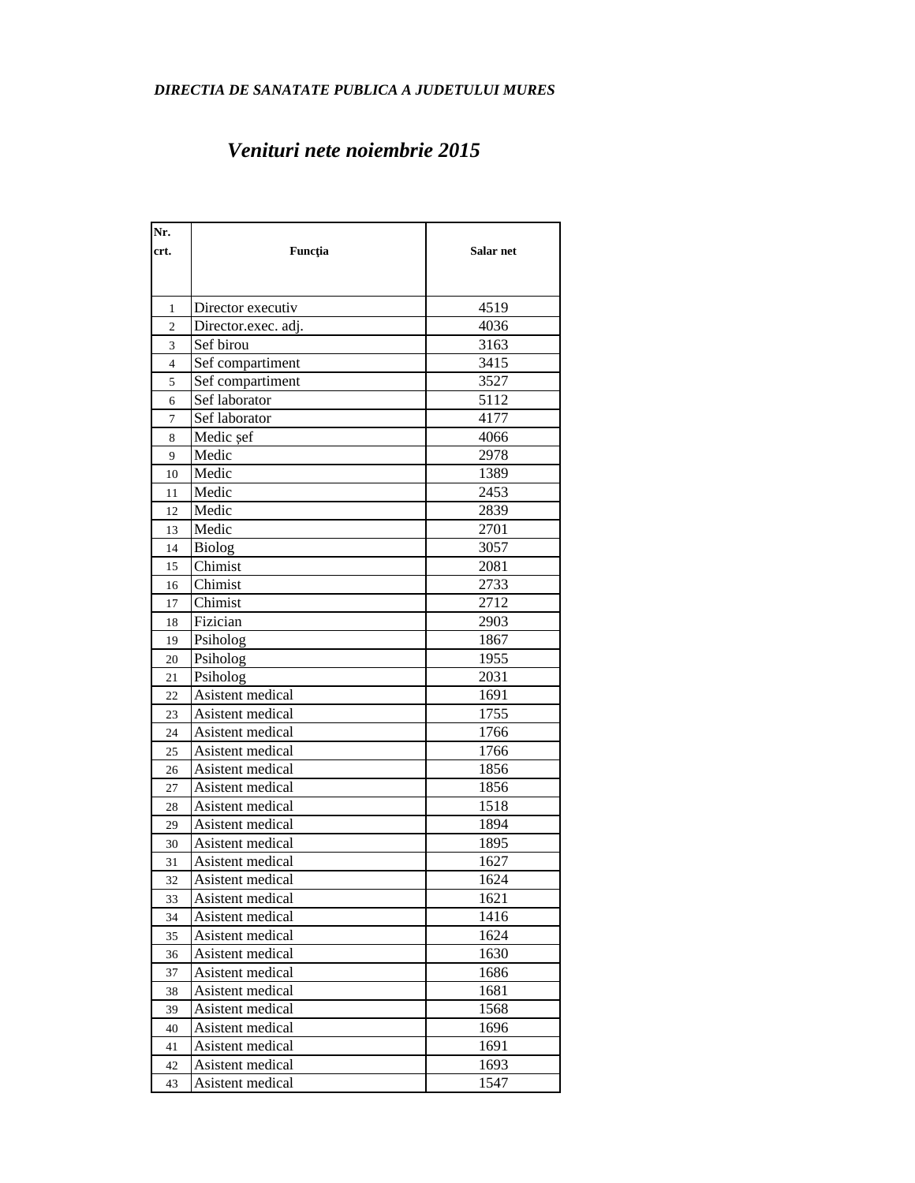***DIRECTIA DE SANATATE PUBLICA A JUDETULUI MURES***

# *Venituri nete noiembrie 2015*

| Nr. crt. | Funcţia | Salar net |
|---|---|---|
| 1 | Director executiv | 4519 |
| 2 | Director.exec. adj. | 4036 |
| 3 | Sef birou | 3163 |
| 4 | Sef compartiment | 3415 |
| 5 | Sef compartiment | 3527 |
| 6 | Sef laborator | 5112 |
| 7 | Sef laborator | 4177 |
| 8 | Medic șef | 4066 |
| 9 | Medic | 2978 |
| 10 | Medic | 1389 |
| 11 | Medic | 2453 |
| 12 | Medic | 2839 |
| 13 | Medic | 2701 |
| 14 | Biolog | 3057 |
| 15 | Chimist | 2081 |
| 16 | Chimist | 2733 |
| 17 | Chimist | 2712 |
| 18 | Fizician | 2903 |
| 19 | Psiholog | 1867 |
| 20 | Psiholog | 1955 |
| 21 | Psiholog | 2031 |
| 22 | Asistent medical | 1691 |
| 23 | Asistent medical | 1755 |
| 24 | Asistent medical | 1766 |
| 25 | Asistent medical | 1766 |
| 26 | Asistent medical | 1856 |
| 27 | Asistent medical | 1856 |
| 28 | Asistent medical | 1518 |
| 29 | Asistent medical | 1894 |
| 30 | Asistent medical | 1895 |
| 31 | Asistent medical | 1627 |
| 32 | Asistent medical | 1624 |
| 33 | Asistent medical | 1621 |
| 34 | Asistent medical | 1416 |
| 35 | Asistent medical | 1624 |
| 36 | Asistent medical | 1630 |
| 37 | Asistent medical | 1686 |
| 38 | Asistent medical | 1681 |
| 39 | Asistent medical | 1568 |
| 40 | Asistent medical | 1696 |
| 41 | Asistent medical | 1691 |
| 42 | Asistent medical | 1693 |
| 43 | Asistent medical | 1547 |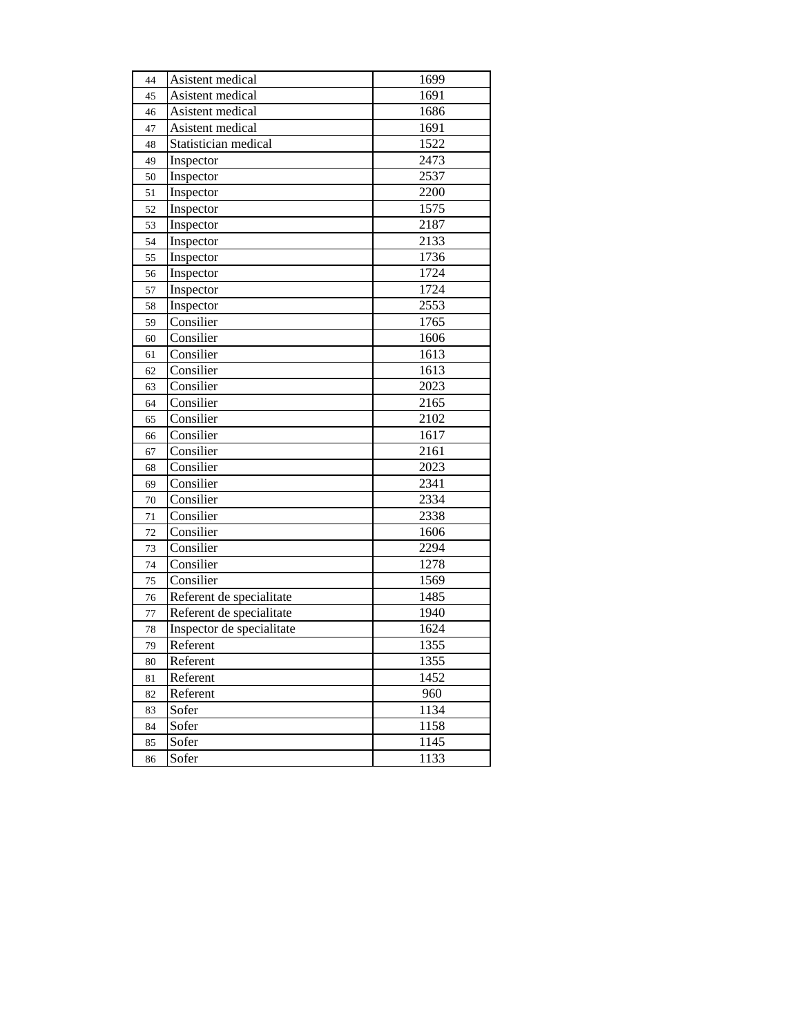| | | |
|---|---|---|
| 44 | Asistent medical | 1699 |
| 45 | Asistent medical | 1691 |
| 46 | Asistent medical | 1686 |
| 47 | Asistent medical | 1691 |
| 48 | Statistician medical | 1522 |
| 49 | Inspector | 2473 |
| 50 | Inspector | 2537 |
| 51 | Inspector | 2200 |
| 52 | Inspector | 1575 |
| 53 | Inspector | 2187 |
| 54 | Inspector | 2133 |
| 55 | Inspector | 1736 |
| 56 | Inspector | 1724 |
| 57 | Inspector | 1724 |
| 58 | Inspector | 2553 |
| 59 | Consilier | 1765 |
| 60 | Consilier | 1606 |
| 61 | Consilier | 1613 |
| 62 | Consilier | 1613 |
| 63 | Consilier | 2023 |
| 64 | Consilier | 2165 |
| 65 | Consilier | 2102 |
| 66 | Consilier | 1617 |
| 67 | Consilier | 2161 |
| 68 | Consilier | 2023 |
| 69 | Consilier | 2341 |
| 70 | Consilier | 2334 |
| 71 | Consilier | 2338 |
| 72 | Consilier | 1606 |
| 73 | Consilier | 2294 |
| 74 | Consilier | 1278 |
| 75 | Consilier | 1569 |
| 76 | Referent de specialitate | 1485 |
| 77 | Referent de specialitate | 1940 |
| 78 | Inspector de specialitate | 1624 |
| 79 | Referent | 1355 |
| 80 | Referent | 1355 |
| 81 | Referent | 1452 |
| 82 | Referent | 960 |
| 83 | Sofer | 1134 |
| 84 | Sofer | 1158 |
| 85 | Sofer | 1145 |
| 86 | Sofer | 1133 |